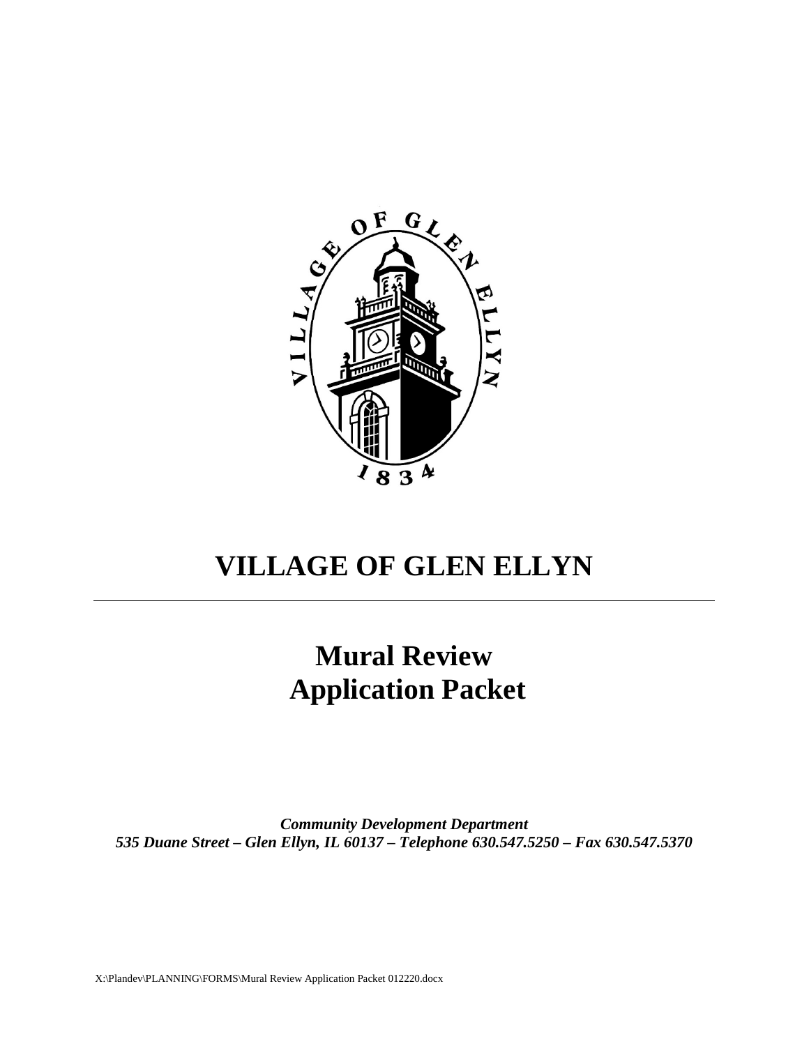# VILLAGE OF GLEN ELLYN

---

## Mural Review Application Packet

***Community Development Department***
***535 Duane Street – Glen Ellyn, IL 60137 – Telephone 630.547.5250 – Fax 630.547.5370***

X:\Plandev\PLANNING\FORMS\Mural Review Application Packet 012220.docx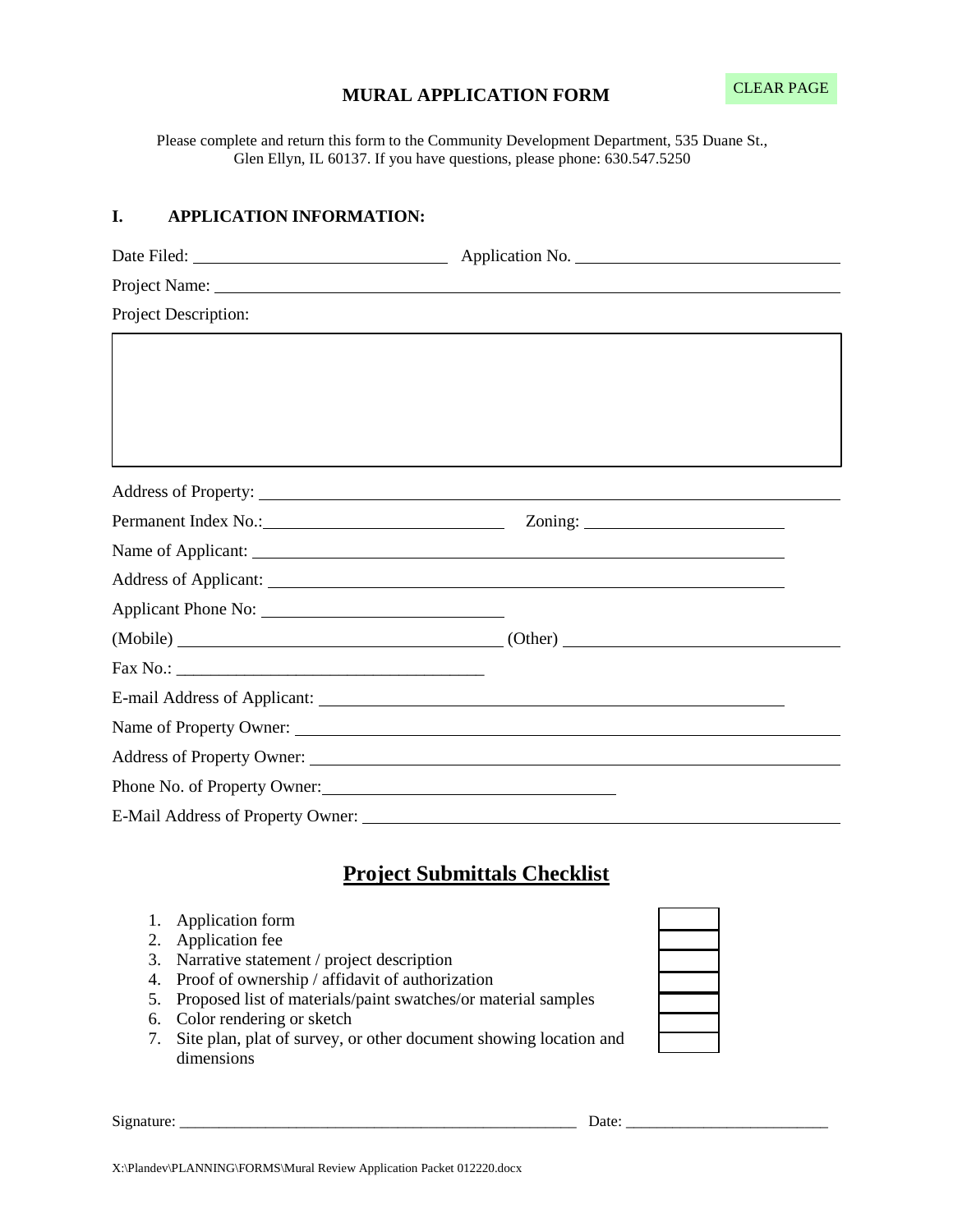# MURAL APPLICATION FORM

CLEAR PAGE

Please complete and return this form to the Community Development Department, 535 Duane St., Glen Ellyn, IL 60137. If you have questions, please phone: 630.547.5250

## I. APPLICATION INFORMATION:

Date Filed: ______________________ Application No. ______________________

Project Name: ______________________

Project Description:

| |
|---|
| |

Address of Property: ______________________

Permanent Index No.: ______________________ Zoning: ______________________

Name of Applicant: ______________________

Address of Applicant: ______________________

Applicant Phone No: ______________________

(Mobile) ______________________ (Other) ______________________

Fax No.: ______________________

E-mail Address of Applicant: ______________________

Name of Property Owner: ______________________

Address of Property Owner: ______________________

Phone No. of Property Owner: ______________________

E-Mail Address of Property Owner: ______________________

## Project Submittals Checklist

1. Application form ☐
2. Application fee ☐
3. Narrative statement / project description ☐
4. Proof of ownership / affidavit of authorization ☐
5. Proposed list of materials/paint swatches/or material samples ☐
6. Color rendering or sketch ☐
7. Site plan, plat of survey, or other document showing location and dimensions ☐

Signature: ______________________ Date: ______________________

X:\Plandev\PLANNING\FORMS\Mural Review Application Packet 012220.docx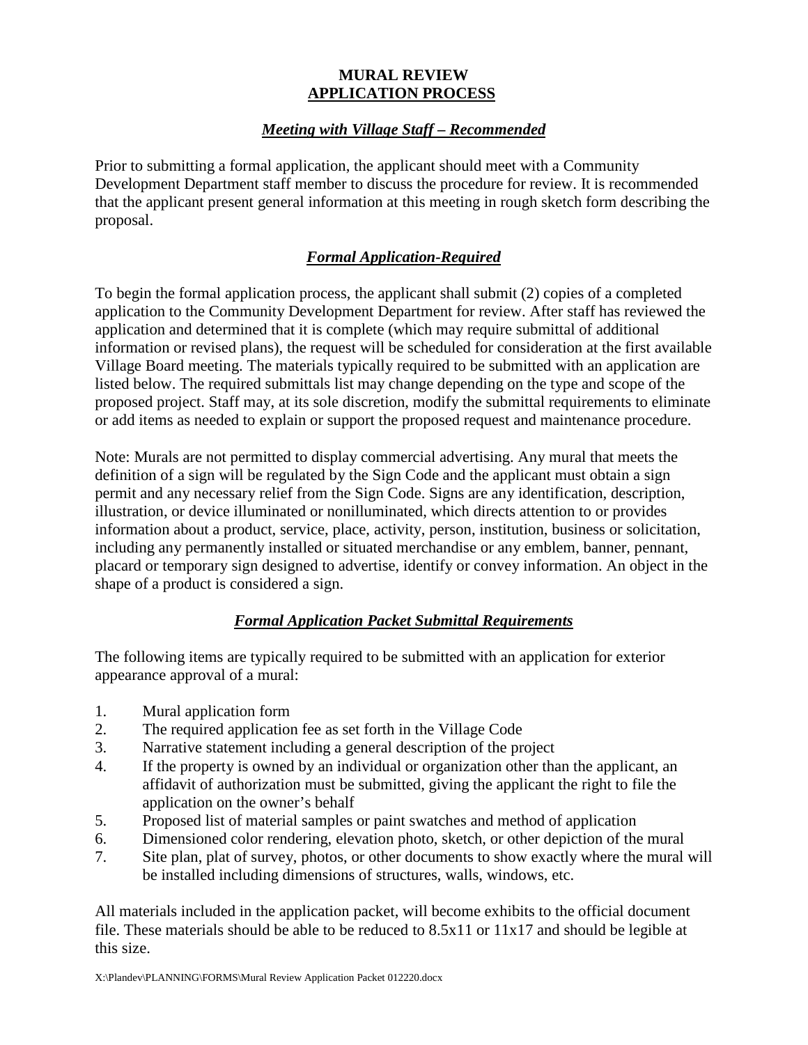# MURAL REVIEW
# APPLICATION PROCESS

### *Meeting with Village Staff – Recommended*

Prior to submitting a formal application, the applicant should meet with a Community Development Department staff member to discuss the procedure for review. It is recommended that the applicant present general information at this meeting in rough sketch form describing the proposal.

### *Formal Application-Required*

To begin the formal application process, the applicant shall submit (2) copies of a completed application to the Community Development Department for review. After staff has reviewed the application and determined that it is complete (which may require submittal of additional information or revised plans), the request will be scheduled for consideration at the first available Village Board meeting. The materials typically required to be submitted with an application are listed below. The required submittals list may change depending on the type and scope of the proposed project. Staff may, at its sole discretion, modify the submittal requirements to eliminate or add items as needed to explain or support the proposed request and maintenance procedure.

Note: Murals are not permitted to display commercial advertising. Any mural that meets the definition of a sign will be regulated by the Sign Code and the applicant must obtain a sign permit and any necessary relief from the Sign Code. Signs are any identification, description, illustration, or device illuminated or nonilluminated, which directs attention to or provides information about a product, service, place, activity, person, institution, business or solicitation, including any permanently installed or situated merchandise or any emblem, banner, pennant, placard or temporary sign designed to advertise, identify or convey information. An object in the shape of a product is considered a sign.

### *Formal Application Packet Submittal Requirements*

The following items are typically required to be submitted with an application for exterior appearance approval of a mural:

1. Mural application form
2. The required application fee as set forth in the Village Code
3. Narrative statement including a general description of the project
4. If the property is owned by an individual or organization other than the applicant, an affidavit of authorization must be submitted, giving the applicant the right to file the application on the owner's behalf
5. Proposed list of material samples or paint swatches and method of application
6. Dimensioned color rendering, elevation photo, sketch, or other depiction of the mural
7. Site plan, plat of survey, photos, or other documents to show exactly where the mural will be installed including dimensions of structures, walls, windows, etc.

All materials included in the application packet, will become exhibits to the official document file. These materials should be able to be reduced to 8.5x11 or 11x17 and should be legible at this size.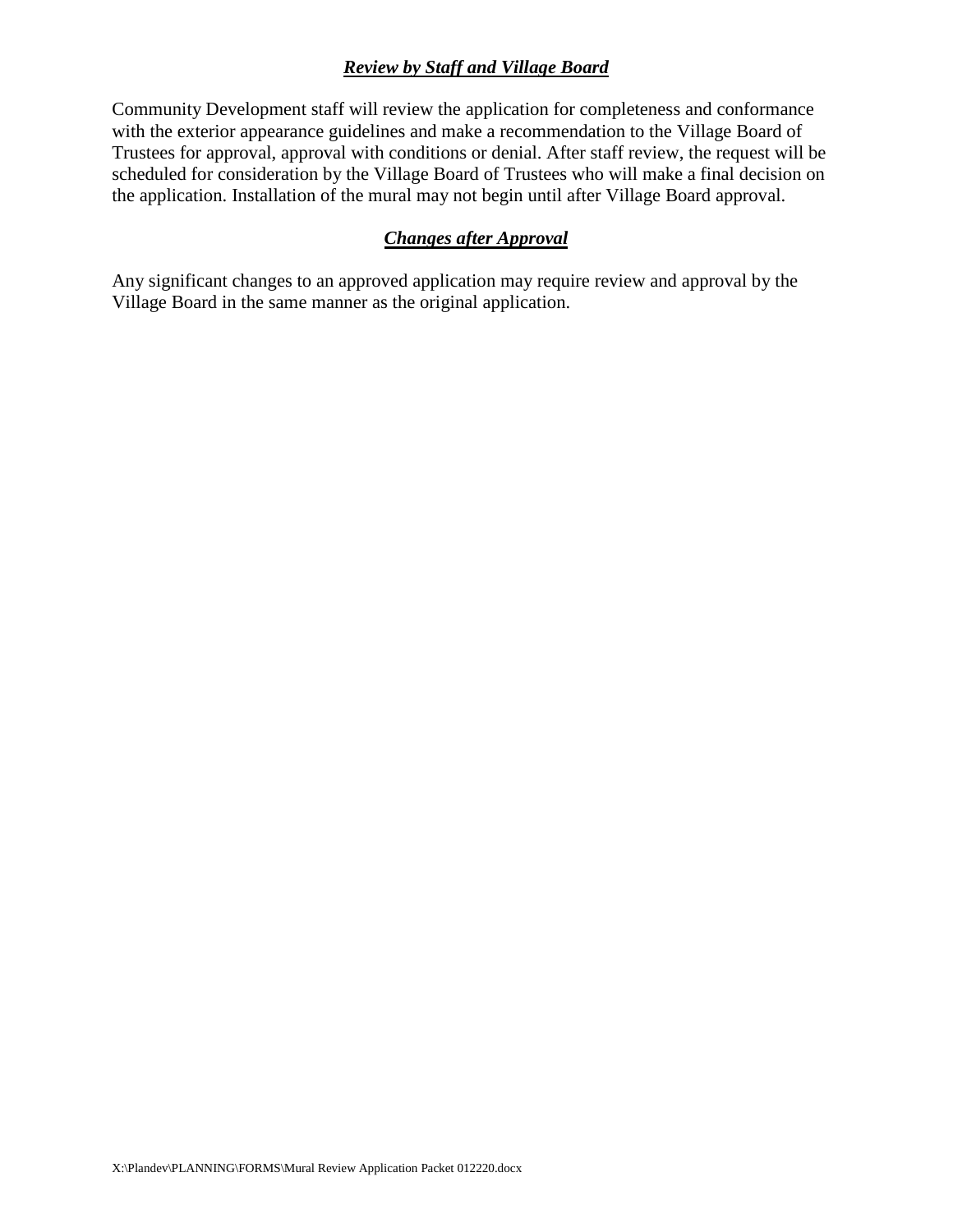## ***Review by Staff and Village Board***

Community Development staff will review the application for completeness and conformance with the exterior appearance guidelines and make a recommendation to the Village Board of Trustees for approval, approval with conditions or denial. After staff review, the request will be scheduled for consideration by the Village Board of Trustees who will make a final decision on the application. Installation of the mural may not begin until after Village Board approval.

## ***Changes after Approval***

Any significant changes to an approved application may require review and approval by the Village Board in the same manner as the original application.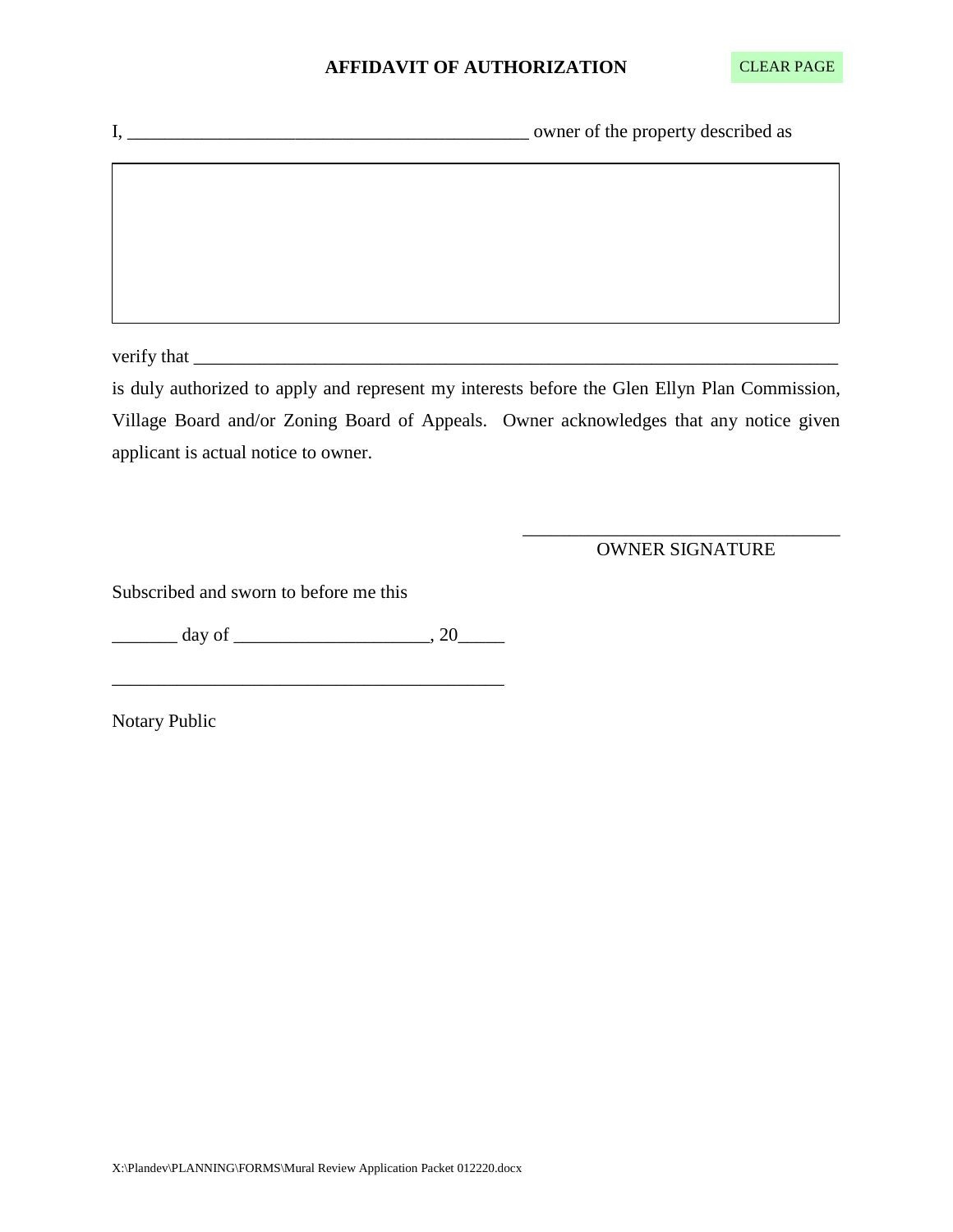## AFFIDAVIT OF AUTHORIZATION

CLEAR PAGE

I, ____________________________________________ owner of the property described as

| |
|---|
| |

verify that ______________________________________________________________________

is duly authorized to apply and represent my interests before the Glen Ellyn Plan Commission, Village Board and/or Zoning Board of Appeals. Owner acknowledges that any notice given applicant is actual notice to owner.

___________________________________

OWNER SIGNATURE

Subscribed and sworn to before me this

_______ day of _____________________, 20_____

___________________________________________

Notary Public

X:\Plandev\PLANNING\FORMS\Mural Review Application Packet 012220.docx